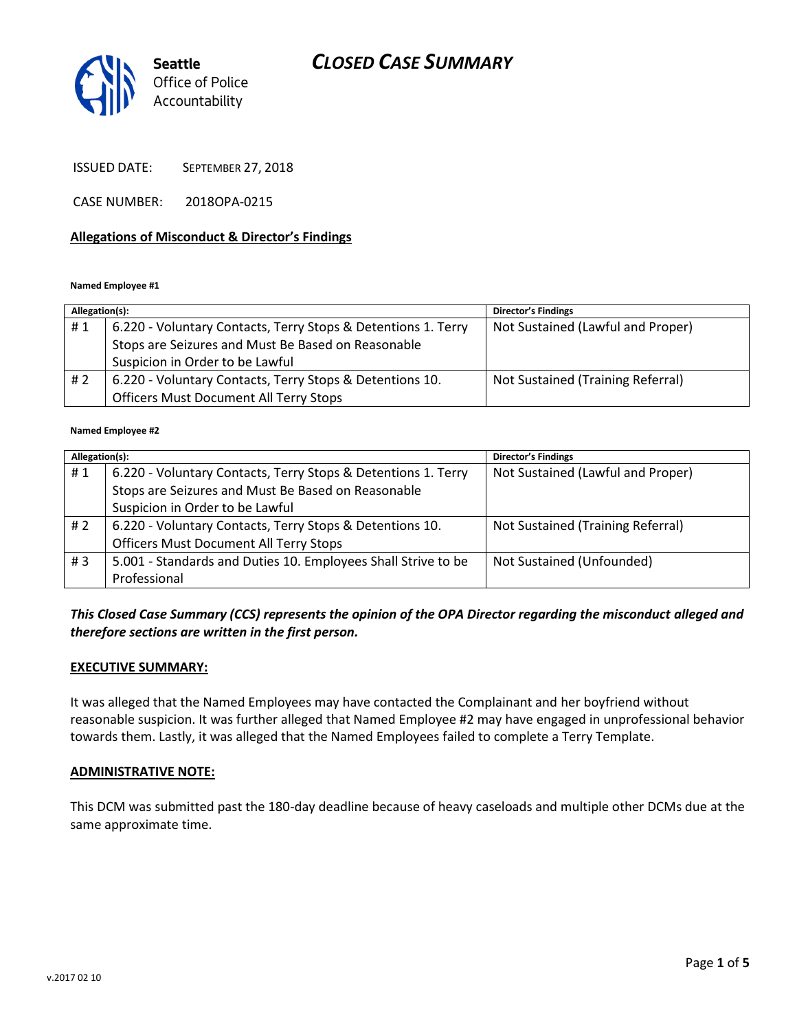# CLOSED CASE SUMMARY

Seattle Office of Police Accountability

ISSUED DATE: SEPTEMBER 27, 2018

CASE NUMBER: 2018OPA-0215

## Allegations of Misconduct & Director's Findings

**Named Employee #1**

| Allegation(s): | | Director's Findings |
|---|---|---|
| # 1 | 6.220 - Voluntary Contacts, Terry Stops & Detentions 1. Terry Stops are Seizures and Must Be Based on Reasonable Suspicion in Order to be Lawful | Not Sustained (Lawful and Proper) |
| # 2 | 6.220 - Voluntary Contacts, Terry Stops & Detentions 10. Officers Must Document All Terry Stops | Not Sustained (Training Referral) |

**Named Employee #2**

| Allegation(s): | | Director's Findings |
|---|---|---|
| # 1 | 6.220 - Voluntary Contacts, Terry Stops & Detentions 1. Terry Stops are Seizures and Must Be Based on Reasonable Suspicion in Order to be Lawful | Not Sustained (Lawful and Proper) |
| # 2 | 6.220 - Voluntary Contacts, Terry Stops & Detentions 10. Officers Must Document All Terry Stops | Not Sustained (Training Referral) |
| # 3 | 5.001 - Standards and Duties 10. Employees Shall Strive to be Professional | Not Sustained (Unfounded) |

***This Closed Case Summary (CCS) represents the opinion of the OPA Director regarding the misconduct alleged and therefore sections are written in the first person.***

## EXECUTIVE SUMMARY:

It was alleged that the Named Employees may have contacted the Complainant and her boyfriend without reasonable suspicion. It was further alleged that Named Employee #2 may have engaged in unprofessional behavior towards them. Lastly, it was alleged that the Named Employees failed to complete a Terry Template.

## ADMINISTRATIVE NOTE:

This DCM was submitted past the 180-day deadline because of heavy caseloads and multiple other DCMs due at the same approximate time.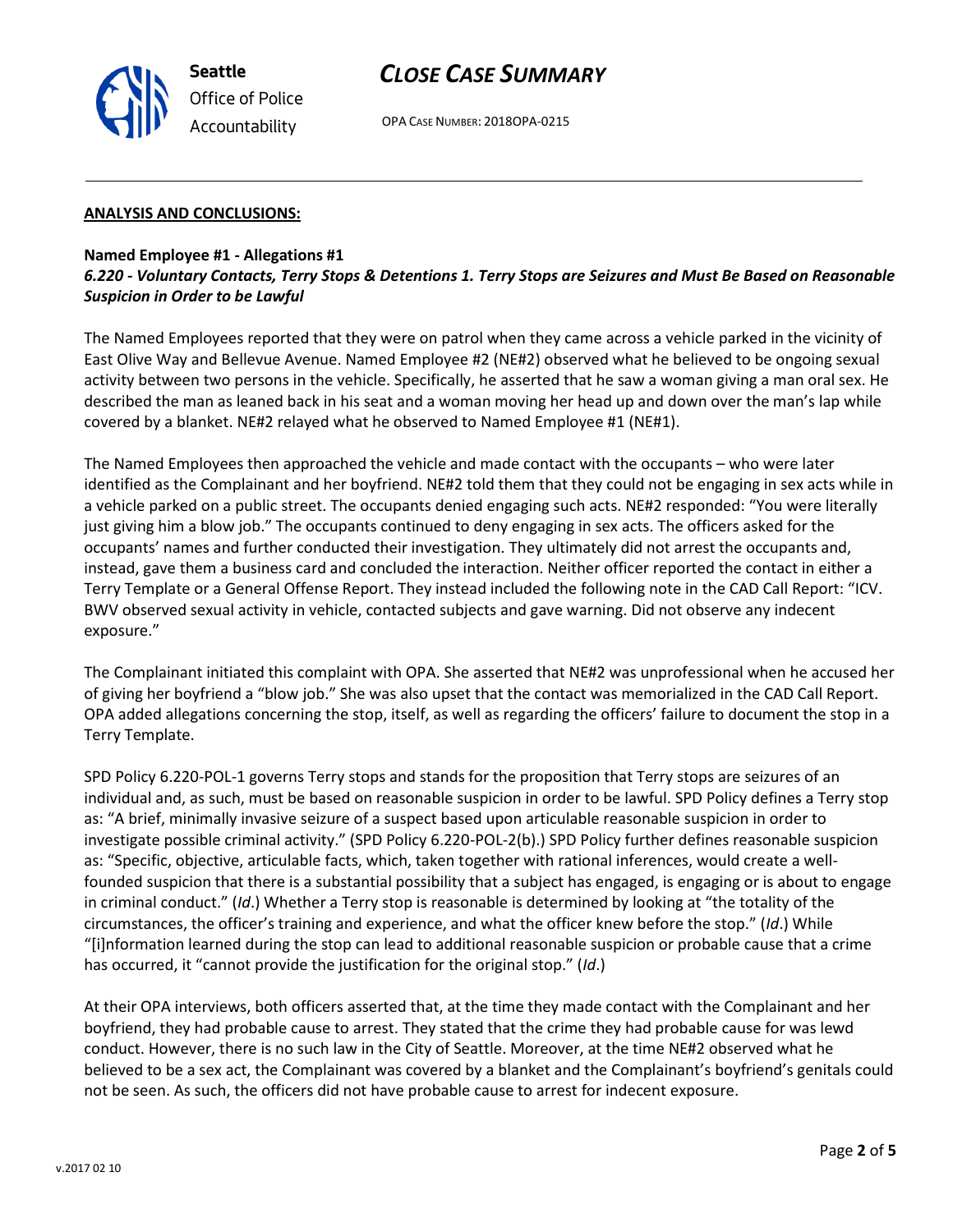**ANALYSIS AND CONCLUSIONS:**

**Named Employee #1 - Allegations #1**
***6.220 - Voluntary Contacts, Terry Stops & Detentions 1. Terry Stops are Seizures and Must Be Based on Reasonable Suspicion in Order to be Lawful***

The Named Employees reported that they were on patrol when they came across a vehicle parked in the vicinity of East Olive Way and Bellevue Avenue. Named Employee #2 (NE#2) observed what he believed to be ongoing sexual activity between two persons in the vehicle. Specifically, he asserted that he saw a woman giving a man oral sex. He described the man as leaned back in his seat and a woman moving her head up and down over the man's lap while covered by a blanket. NE#2 relayed what he observed to Named Employee #1 (NE#1).

The Named Employees then approached the vehicle and made contact with the occupants – who were later identified as the Complainant and her boyfriend. NE#2 told them that they could not be engaging in sex acts while in a vehicle parked on a public street. The occupants denied engaging such acts. NE#2 responded: "You were literally just giving him a blow job." The occupants continued to deny engaging in sex acts. The officers asked for the occupants' names and further conducted their investigation. They ultimately did not arrest the occupants and, instead, gave them a business card and concluded the interaction. Neither officer reported the contact in either a Terry Template or a General Offense Report. They instead included the following note in the CAD Call Report: "ICV. BWV observed sexual activity in vehicle, contacted subjects and gave warning. Did not observe any indecent exposure."

The Complainant initiated this complaint with OPA. She asserted that NE#2 was unprofessional when he accused her of giving her boyfriend a "blow job." She was also upset that the contact was memorialized in the CAD Call Report. OPA added allegations concerning the stop, itself, as well as regarding the officers' failure to document the stop in a Terry Template.

SPD Policy 6.220-POL-1 governs Terry stops and stands for the proposition that Terry stops are seizures of an individual and, as such, must be based on reasonable suspicion in order to be lawful. SPD Policy defines a Terry stop as: "A brief, minimally invasive seizure of a suspect based upon articulable reasonable suspicion in order to investigate possible criminal activity." (SPD Policy 6.220-POL-2(b).) SPD Policy further defines reasonable suspicion as: "Specific, objective, articulable facts, which, taken together with rational inferences, would create a well-founded suspicion that there is a substantial possibility that a subject has engaged, is engaging or is about to engage in criminal conduct." (*Id*.) Whether a Terry stop is reasonable is determined by looking at "the totality of the circumstances, the officer's training and experience, and what the officer knew before the stop." (*Id*.) While "[i]nformation learned during the stop can lead to additional reasonable suspicion or probable cause that a crime has occurred, it "cannot provide the justification for the original stop." (*Id*.)

At their OPA interviews, both officers asserted that, at the time they made contact with the Complainant and her boyfriend, they had probable cause to arrest. They stated that the crime they had probable cause for was lewd conduct. However, there is no such law in the City of Seattle. Moreover, at the time NE#2 observed what he believed to be a sex act, the Complainant was covered by a blanket and the Complainant's boyfriend's genitals could not be seen. As such, the officers did not have probable cause to arrest for indecent exposure.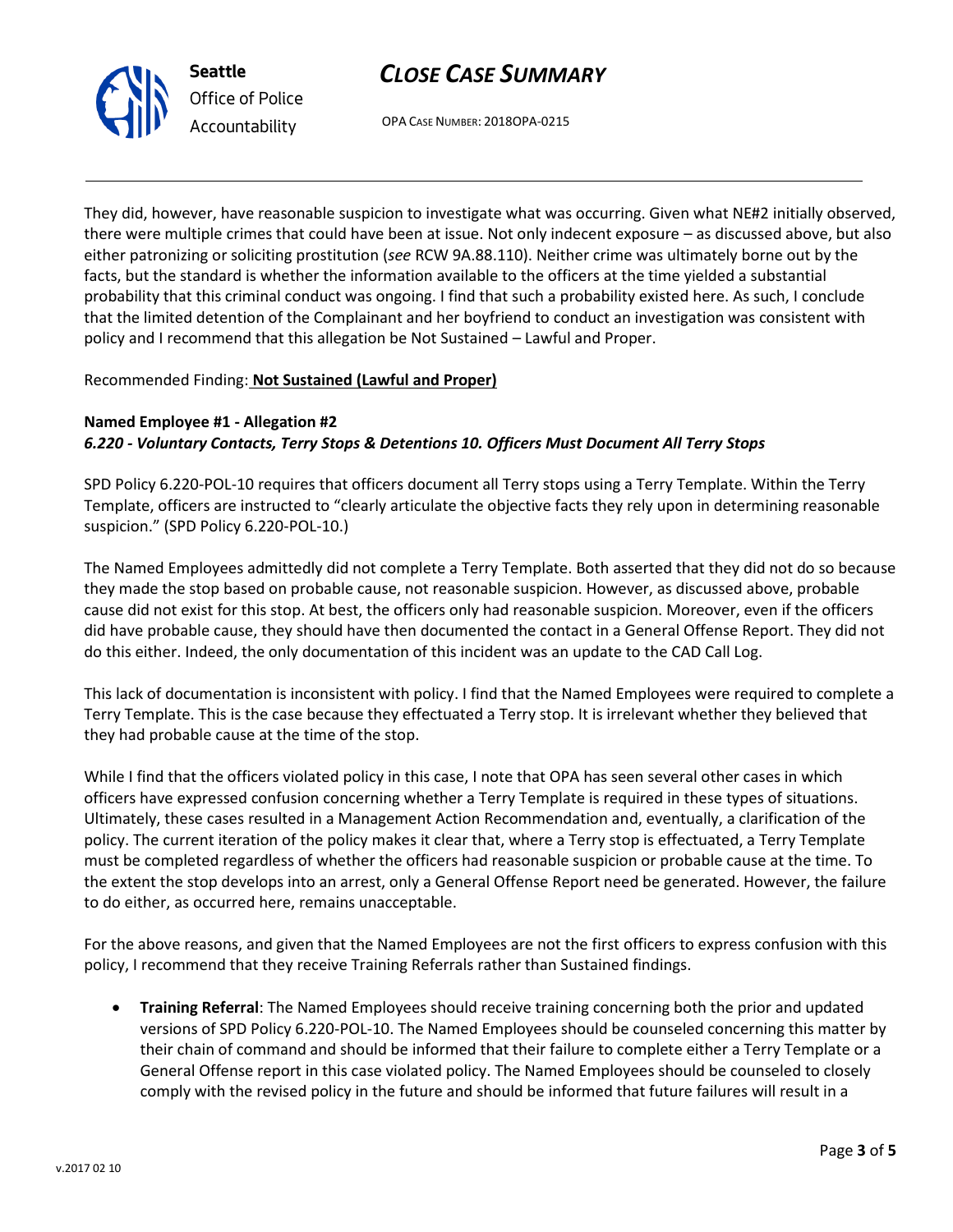They did, however, have reasonable suspicion to investigate what was occurring. Given what NE#2 initially observed, there were multiple crimes that could have been at issue. Not only indecent exposure – as discussed above, but also either patronizing or soliciting prostitution (*see* RCW 9A.88.110). Neither crime was ultimately borne out by the facts, but the standard is whether the information available to the officers at the time yielded a substantial probability that this criminal conduct was ongoing. I find that such a probability existed here. As such, I conclude that the limited detention of the Complainant and her boyfriend to conduct an investigation was consistent with policy and I recommend that this allegation be Not Sustained – Lawful and Proper.

Recommended Finding: **Not Sustained (Lawful and Proper)**

**Named Employee #1 - Allegation #2**
***6.220 - Voluntary Contacts, Terry Stops & Detentions 10. Officers Must Document All Terry Stops***

SPD Policy 6.220-POL-10 requires that officers document all Terry stops using a Terry Template. Within the Terry Template, officers are instructed to "clearly articulate the objective facts they rely upon in determining reasonable suspicion." (SPD Policy 6.220-POL-10.)

The Named Employees admittedly did not complete a Terry Template. Both asserted that they did not do so because they made the stop based on probable cause, not reasonable suspicion. However, as discussed above, probable cause did not exist for this stop. At best, the officers only had reasonable suspicion. Moreover, even if the officers did have probable cause, they should have then documented the contact in a General Offense Report. They did not do this either. Indeed, the only documentation of this incident was an update to the CAD Call Log.

This lack of documentation is inconsistent with policy. I find that the Named Employees were required to complete a Terry Template. This is the case because they effectuated a Terry stop. It is irrelevant whether they believed that they had probable cause at the time of the stop.

While I find that the officers violated policy in this case, I note that OPA has seen several other cases in which officers have expressed confusion concerning whether a Terry Template is required in these types of situations. Ultimately, these cases resulted in a Management Action Recommendation and, eventually, a clarification of the policy. The current iteration of the policy makes it clear that, where a Terry stop is effectuated, a Terry Template must be completed regardless of whether the officers had reasonable suspicion or probable cause at the time. To the extent the stop develops into an arrest, only a General Offense Report need be generated. However, the failure to do either, as occurred here, remains unacceptable.

For the above reasons, and given that the Named Employees are not the first officers to express confusion with this policy, I recommend that they receive Training Referrals rather than Sustained findings.

- **Training Referral**: The Named Employees should receive training concerning both the prior and updated versions of SPD Policy 6.220-POL-10. The Named Employees should be counseled concerning this matter by their chain of command and should be informed that their failure to complete either a Terry Template or a General Offense report in this case violated policy. The Named Employees should be counseled to closely comply with the revised policy in the future and should be informed that future failures will result in a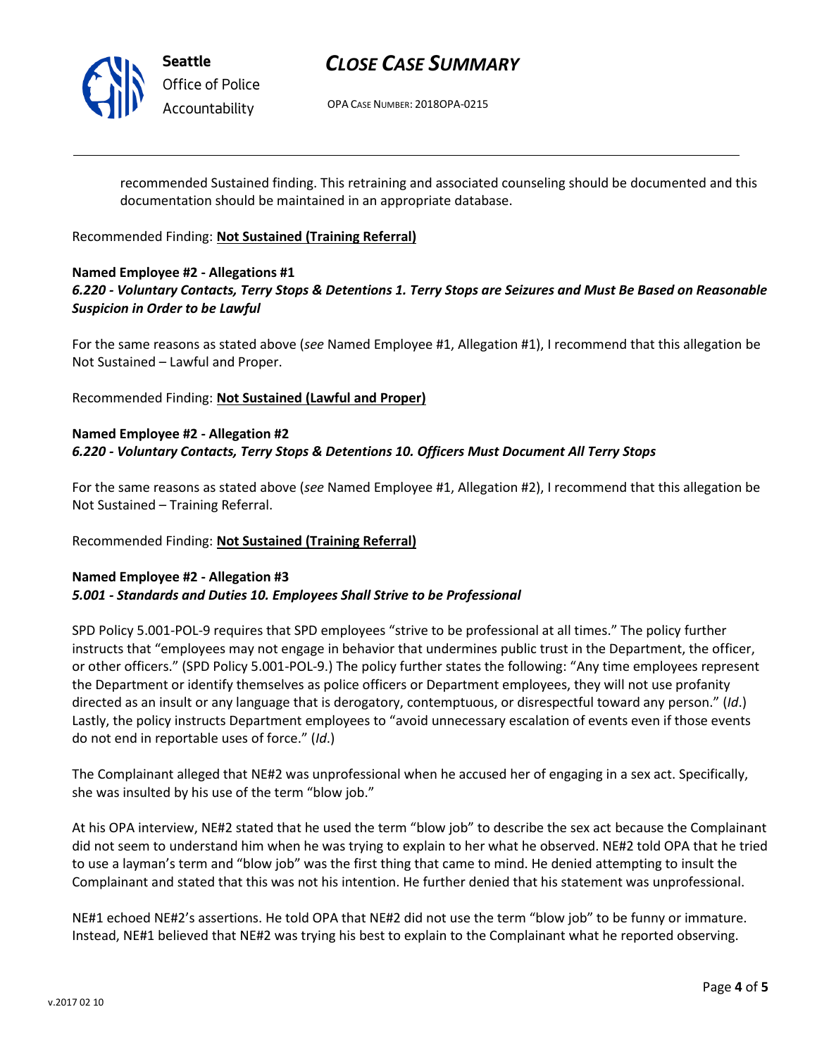recommended Sustained finding. This retraining and associated counseling should be documented and this documentation should be maintained in an appropriate database.

Recommended Finding: **Not Sustained (Training Referral)**

**Named Employee #2 - Allegations #1**
***6.220 - Voluntary Contacts, Terry Stops & Detentions 1. Terry Stops are Seizures and Must Be Based on Reasonable Suspicion in Order to be Lawful***

For the same reasons as stated above (*see* Named Employee #1, Allegation #1), I recommend that this allegation be Not Sustained – Lawful and Proper.

Recommended Finding: **Not Sustained (Lawful and Proper)**

**Named Employee #2 - Allegation #2**
***6.220 - Voluntary Contacts, Terry Stops & Detentions 10. Officers Must Document All Terry Stops***

For the same reasons as stated above (*see* Named Employee #1, Allegation #2), I recommend that this allegation be Not Sustained – Training Referral.

Recommended Finding: **Not Sustained (Training Referral)**

**Named Employee #2 - Allegation #3**
***5.001 - Standards and Duties 10. Employees Shall Strive to be Professional***

SPD Policy 5.001-POL-9 requires that SPD employees "strive to be professional at all times." The policy further instructs that "employees may not engage in behavior that undermines public trust in the Department, the officer, or other officers." (SPD Policy 5.001-POL-9.) The policy further states the following: "Any time employees represent the Department or identify themselves as police officers or Department employees, they will not use profanity directed as an insult or any language that is derogatory, contemptuous, or disrespectful toward any person." (*Id*.) Lastly, the policy instructs Department employees to "avoid unnecessary escalation of events even if those events do not end in reportable uses of force." (*Id*.)

The Complainant alleged that NE#2 was unprofessional when he accused her of engaging in a sex act. Specifically, she was insulted by his use of the term "blow job."

At his OPA interview, NE#2 stated that he used the term "blow job" to describe the sex act because the Complainant did not seem to understand him when he was trying to explain to her what he observed. NE#2 told OPA that he tried to use a layman's term and "blow job" was the first thing that came to mind. He denied attempting to insult the Complainant and stated that this was not his intention. He further denied that his statement was unprofessional.

NE#1 echoed NE#2's assertions. He told OPA that NE#2 did not use the term "blow job" to be funny or immature. Instead, NE#1 believed that NE#2 was trying his best to explain to the Complainant what he reported observing.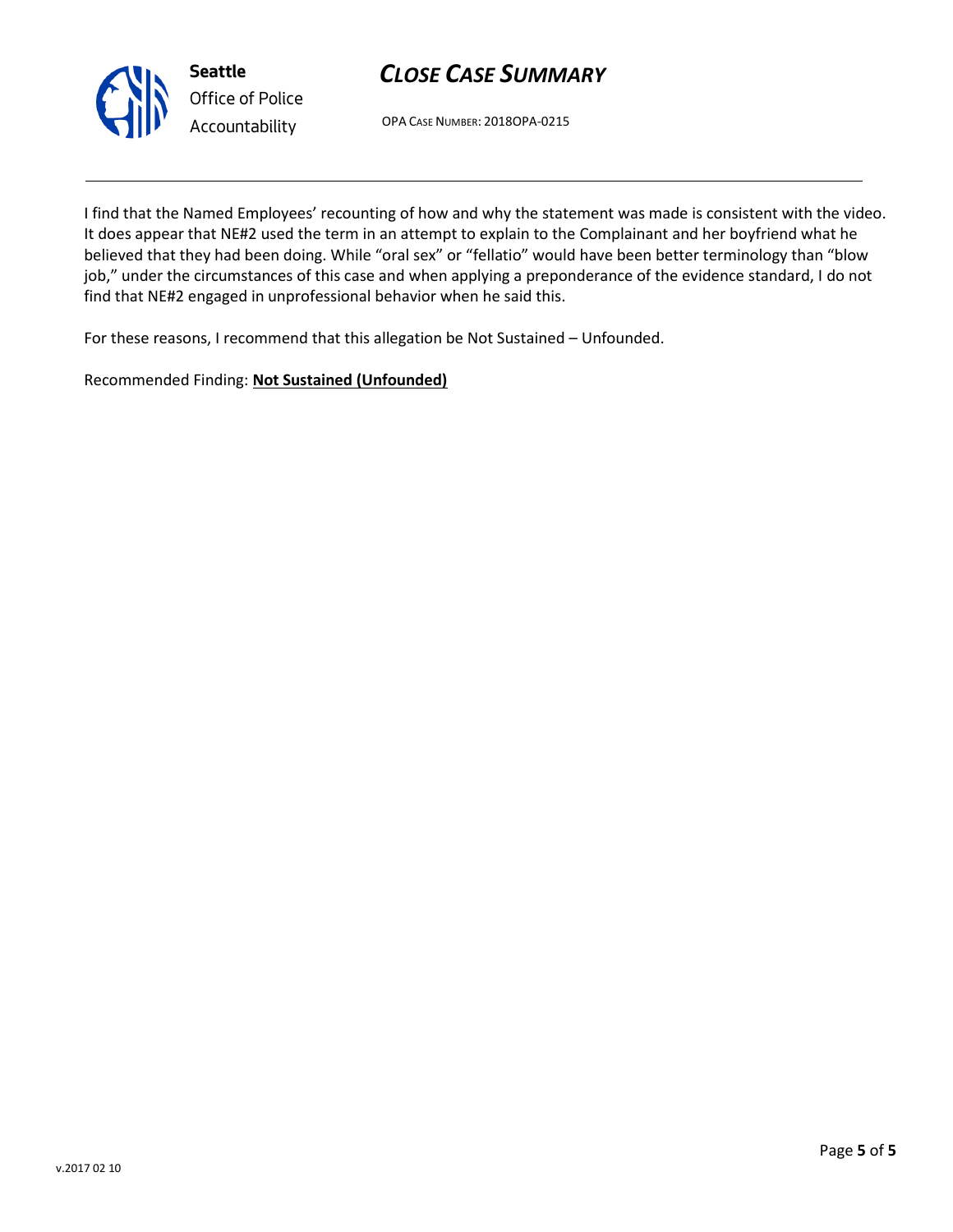I find that the Named Employees' recounting of how and why the statement was made is consistent with the video. It does appear that NE#2 used the term in an attempt to explain to the Complainant and her boyfriend what he believed that they had been doing. While "oral sex" or "fellatio" would have been better terminology than "blow job," under the circumstances of this case and when applying a preponderance of the evidence standard, I do not find that NE#2 engaged in unprofessional behavior when he said this.

For these reasons, I recommend that this allegation be Not Sustained – Unfounded.

Recommended Finding: **Not Sustained (Unfounded)**